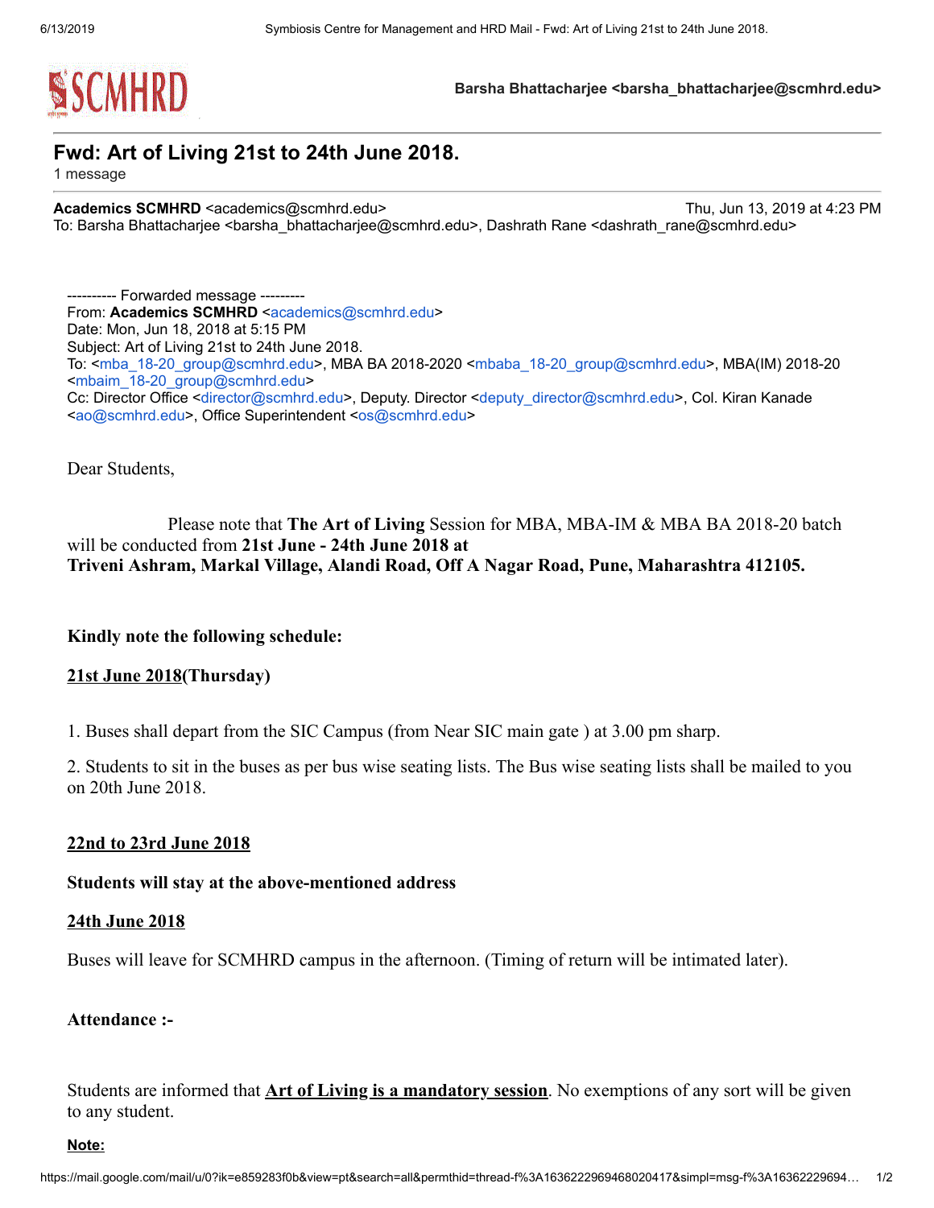SCMHRD

**Barsha Bhattacharjee <barsha_bhattacharjee@scmhrd.edu>**

# Fwd: Art of Living 21st to 24th June 2018.

1 message

**Academics SCMHRD** <academics@scmhrd.edu> Thu, Jun 13, 2019 at 4:23 PM
To: Barsha Bhattacharjee <barsha_bhattacharjee@scmhrd.edu>, Dashrath Rane <dashrath_rane@scmhrd.edu>

---------- Forwarded message ---------
From: **Academics SCMHRD** <academics@scmhrd.edu>
Date: Mon, Jun 18, 2018 at 5:15 PM
Subject: Art of Living 21st to 24th June 2018.
To: <mba_18-20_group@scmhrd.edu>, MBA BA 2018-2020 <mbaba_18-20_group@scmhrd.edu>, MBA(IM) 2018-20 <mbaim_18-20_group@scmhrd.edu>
Cc: Director Office <director@scmhrd.edu>, Deputy. Director <deputy_director@scmhrd.edu>, Col. Kiran Kanade <ao@scmhrd.edu>, Office Superintendent <os@scmhrd.edu>

Dear Students,

Please note that **The Art of Living** Session for MBA, MBA-IM & MBA BA 2018-20 batch will be conducted from **21st June - 24th June 2018 at**
**Triveni Ashram, Markal Village, Alandi Road, Off A Nagar Road, Pune, Maharashtra 412105.**

**Kindly note the following schedule:**

**<u>21st June 2018</u>(Thursday)**

1. Buses shall depart from the SIC Campus (from Near SIC main gate ) at 3.00 pm sharp.

2. Students to sit in the buses as per bus wise seating lists. The Bus wise seating lists shall be mailed to you on 20th June 2018.

**<u>22nd to 23rd June 2018</u>**

**Students will stay at the above-mentioned address**

**<u>24th June 2018</u>**

Buses will leave for SCMHRD campus in the afternoon. (Timing of return will be intimated later).

**Attendance :-**

Students are informed that **<u>Art of Living is a mandatory session</u>**. No exemptions of any sort will be given to any student.

**<u>Note:</u>**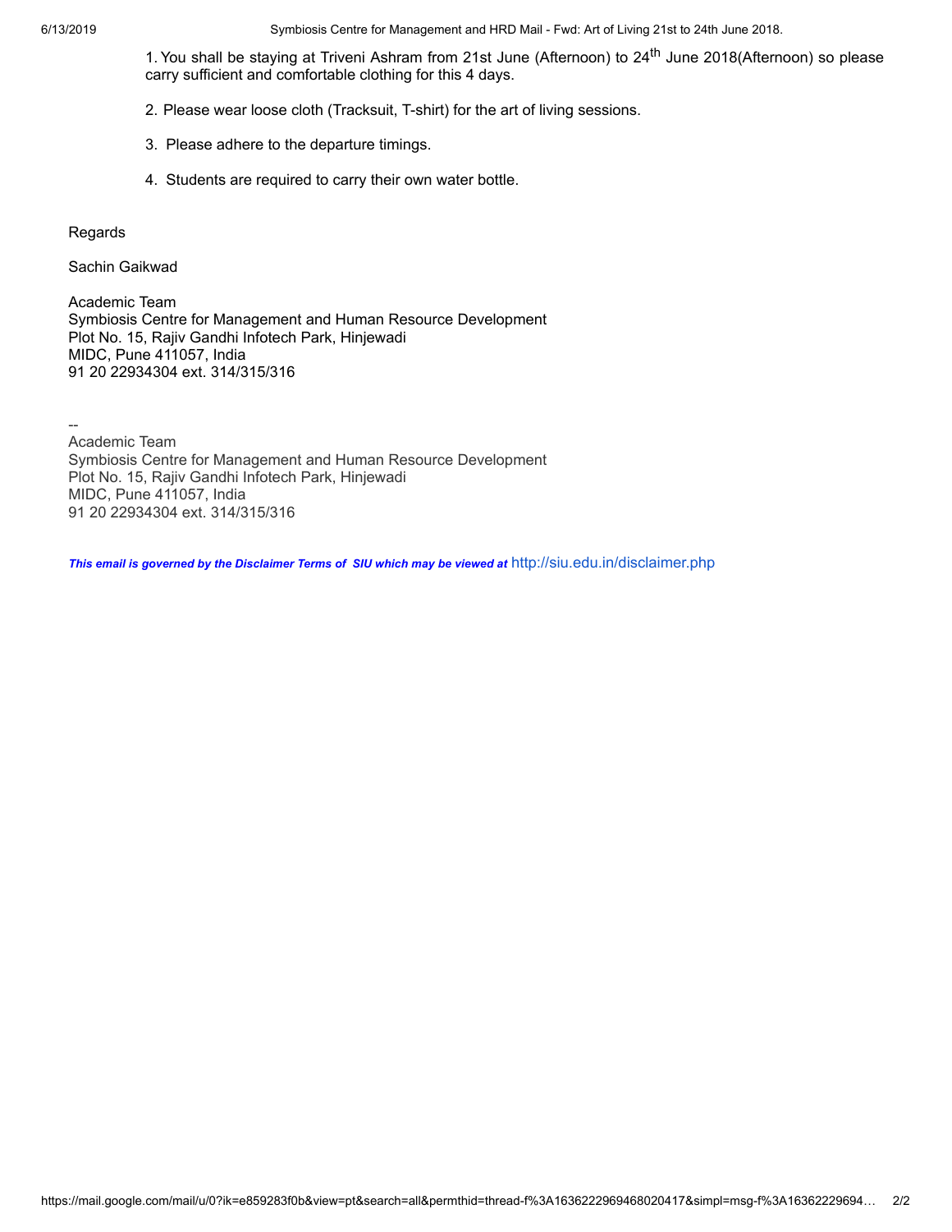1. You shall be staying at Triveni Ashram from 21st June (Afternoon) to 24th June 2018(Afternoon) so please carry sufficient and comfortable clothing for this 4 days.

2. Please wear loose cloth (Tracksuit, T-shirt) for the art of living sessions.

3. Please adhere to the departure timings.

4. Students are required to carry their own water bottle.

Regards

Sachin Gaikwad

Academic Team
Symbiosis Centre for Management and Human Resource Development
Plot No. 15, Rajiv Gandhi Infotech Park, Hinjewadi
MIDC, Pune 411057, India
91 20 22934304 ext. 314/315/316

--
Academic Team
Symbiosis Centre for Management and Human Resource Development
Plot No. 15, Rajiv Gandhi Infotech Park, Hinjewadi
MIDC, Pune 411057, India
91 20 22934304 ext. 314/315/316

***This email is governed by the Disclaimer Terms of SIU which may be viewed at*** http://siu.edu.in/disclaimer.php